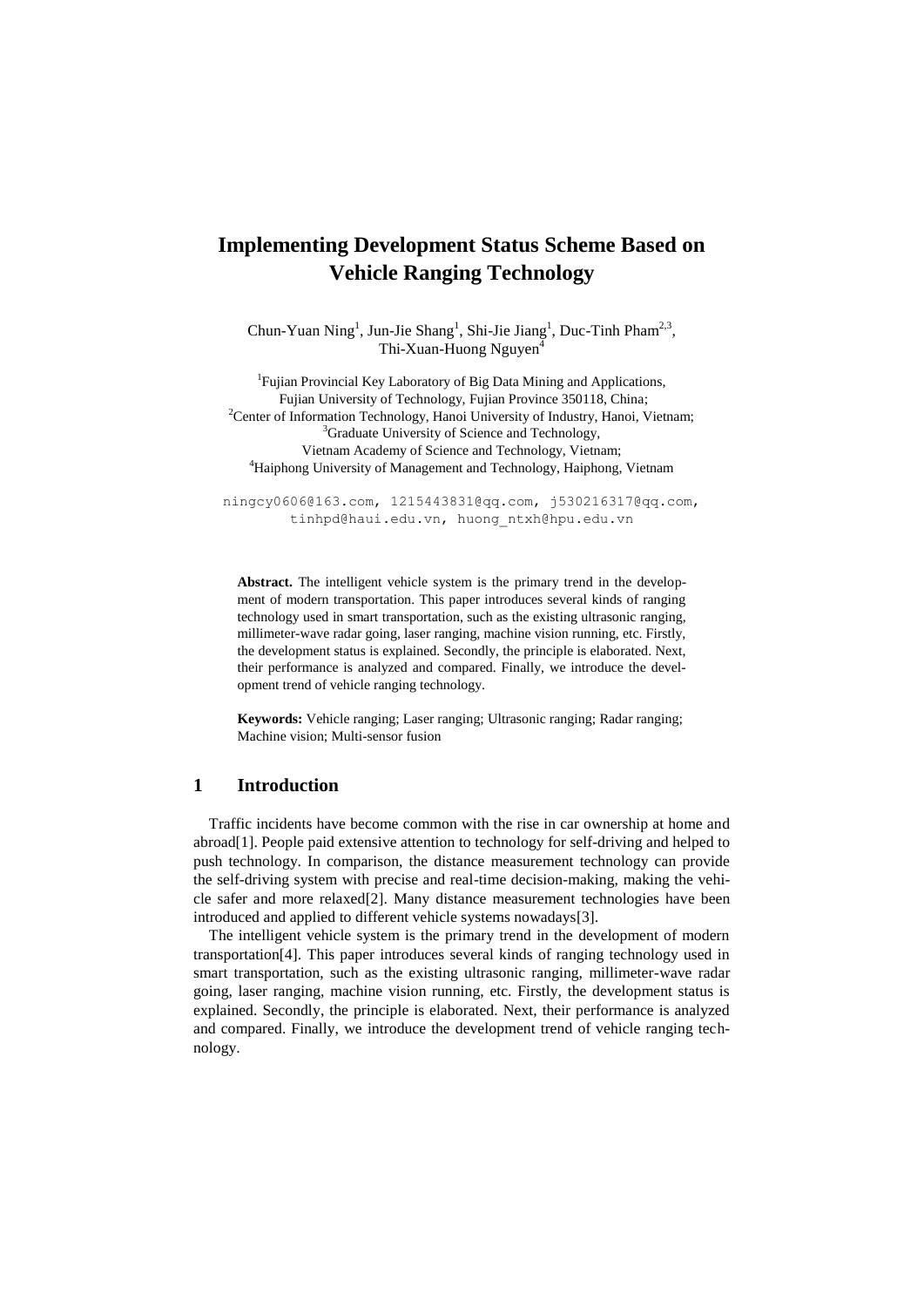# Implementing Development Status Scheme Based on Vehicle Ranging Technology

Chun-Yuan Ning[1], Jun-Jie Shang[1], Shi-Jie Jiang[1], Duc-Tinh Pham[2,3], Thi-Xuan-Huong Nguyen[4]

[1]Fujian Provincial Key Laboratory of Big Data Mining and Applications, Fujian University of Technology, Fujian Province 350118, China;
[2]Center of Information Technology, Hanoi University of Industry, Hanoi, Vietnam;
[3]Graduate University of Science and Technology, Vietnam Academy of Science and Technology, Vietnam;
[4]Haiphong University of Management and Technology, Haiphong, Vietnam

ningcy0606@163.com, 1215443831@qq.com, j530216317@qq.com, tinhpd@haui.edu.vn, huong_ntxh@hpu.edu.vn

**Abstract.** The intelligent vehicle system is the primary trend in the development of modern transportation. This paper introduces several kinds of ranging technology used in smart transportation, such as the existing ultrasonic ranging, millimeter-wave radar going, laser ranging, machine vision running, etc. Firstly, the development status is explained. Secondly, the principle is elaborated. Next, their performance is analyzed and compared. Finally, we introduce the development trend of vehicle ranging technology.

**Keywords:** Vehicle ranging; Laser ranging; Ultrasonic ranging; Radar ranging; Machine vision; Multi-sensor fusion

## 1 Introduction

Traffic incidents have become common with the rise in car ownership at home and abroad[1]. People paid extensive attention to technology for self-driving and helped to push technology. In comparison, the distance measurement technology can provide the self-driving system with precise and real-time decision-making, making the vehicle safer and more relaxed[2]. Many distance measurement technologies have been introduced and applied to different vehicle systems nowadays[3].

The intelligent vehicle system is the primary trend in the development of modern transportation[4]. This paper introduces several kinds of ranging technology used in smart transportation, such as the existing ultrasonic ranging, millimeter-wave radar going, laser ranging, machine vision running, etc. Firstly, the development status is explained. Secondly, the principle is elaborated. Next, their performance is analyzed and compared. Finally, we introduce the development trend of vehicle ranging technology.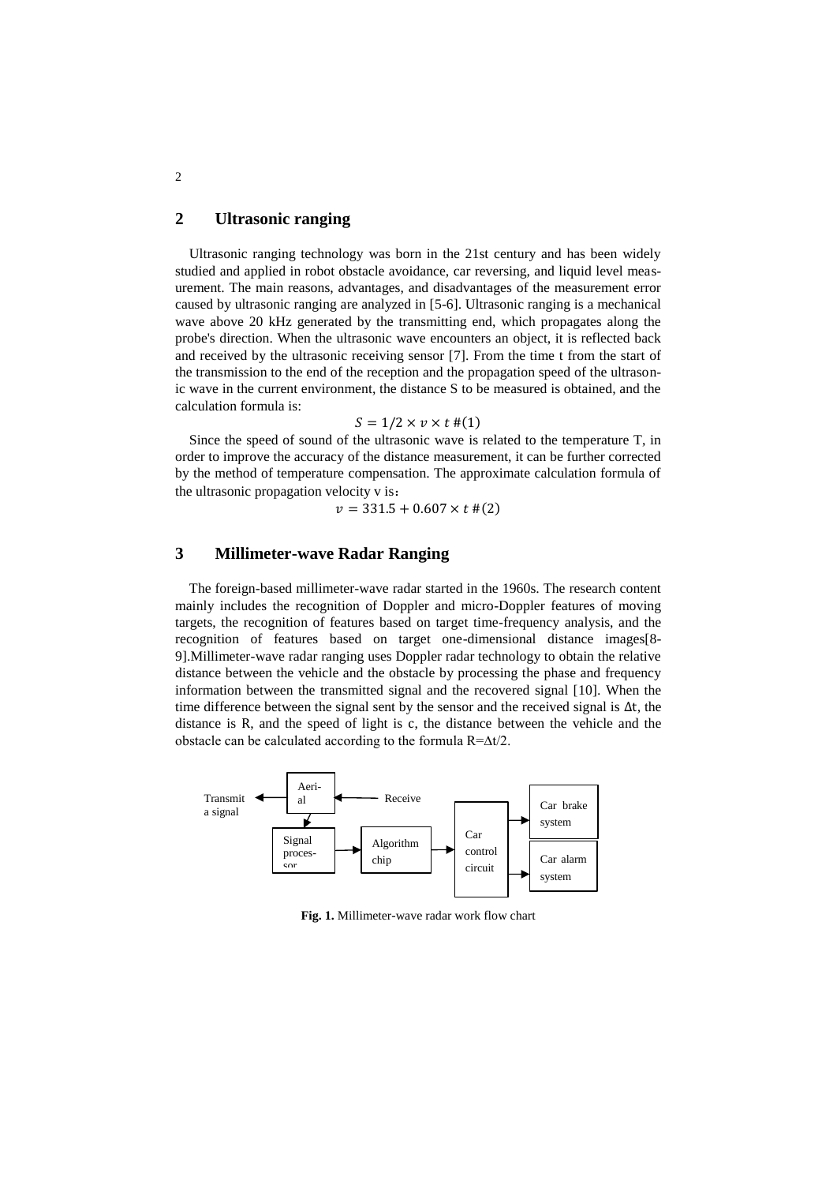## 2 Ultrasonic ranging

Ultrasonic ranging technology was born in the 21st century and has been widely studied and applied in robot obstacle avoidance, car reversing, and liquid level measurement. The main reasons, advantages, and disadvantages of the measurement error caused by ultrasonic ranging are analyzed in [5-6]. Ultrasonic ranging is a mechanical wave above 20 kHz generated by the transmitting end, which propagates along the probe's direction. When the ultrasonic wave encounters an object, it is reflected back and received by the ultrasonic receiving sensor [7]. From the time t from the start of the transmission to the end of the reception and the propagation speed of the ultrasonic wave in the current environment, the distance S to be measured is obtained, and the calculation formula is:

$$S = 1/2 \times v \times t \#(1)$$

Since the speed of sound of the ultrasonic wave is related to the temperature T, in order to improve the accuracy of the distance measurement, it can be further corrected by the method of temperature compensation. The approximate calculation formula of the ultrasonic propagation velocity v is：

$$v = 331.5 + 0.607 \times t \#(2)$$

## 3 Millimeter-wave Radar Ranging

The foreign-based millimeter-wave radar started in the 1960s. The research content mainly includes the recognition of Doppler and micro-Doppler features of moving targets, the recognition of features based on target time-frequency analysis, and the recognition of features based on target one-dimensional distance images[8-9].Millimeter-wave radar ranging uses Doppler radar technology to obtain the relative distance between the vehicle and the obstacle by processing the phase and frequency information between the transmitted signal and the recovered signal [10]. When the time difference between the signal sent by the sensor and the received signal is Δt, the distance is R, and the speed of light is c, the distance between the vehicle and the obstacle can be calculated according to the formula R=Δt/2.

Transmit a signal ← Aerial ← Receive; Aerial → Signal processor → Algorithm chip → Car control circuit → Car brake system / Car alarm system

**Fig. 1.** Millimeter-wave radar work flow chart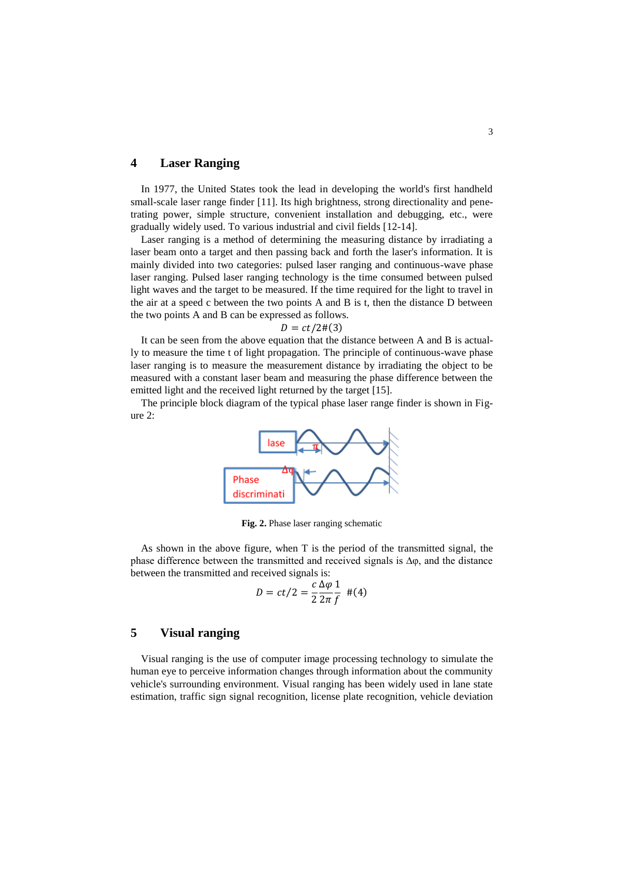## 4 Laser Ranging

In 1977, the United States took the lead in developing the world's first handheld small-scale laser range finder [11]. Its high brightness, strong directionality and penetrating power, simple structure, convenient installation and debugging, etc., were gradually widely used. To various industrial and civil fields [12-14].

Laser ranging is a method of determining the measuring distance by irradiating a laser beam onto a target and then passing back and forth the laser's information. It is mainly divided into two categories: pulsed laser ranging and continuous-wave phase laser ranging. Pulsed laser ranging technology is the time consumed between pulsed light waves and the target to be measured. If the time required for the light to travel in the air at a speed c between the two points A and B is t, then the distance D between the two points A and B can be expressed as follows.

$$D = ct/2 \#(3)$$

It can be seen from the above equation that the distance between A and B is actually to measure the time t of light propagation. The principle of continuous-wave phase laser ranging is to measure the measurement distance by irradiating the object to be measured with a constant laser beam and measuring the phase difference between the emitted light and the received light returned by the target [15].

The principle block diagram of the typical phase laser range finder is shown in Figure 2:

**Fig. 2.** Phase laser ranging schematic

As shown in the above figure, when T is the period of the transmitted signal, the phase difference between the transmitted and received signals is Δφ, and the distance between the transmitted and received signals is:

$$D = ct/2 = \frac{c}{2}\frac{\Delta\varphi}{2\pi}\frac{1}{f} \#(4)$$

## 5 Visual ranging

Visual ranging is the use of computer image processing technology to simulate the human eye to perceive information changes through information about the community vehicle's surrounding environment. Visual ranging has been widely used in lane state estimation, traffic sign signal recognition, license plate recognition, vehicle deviation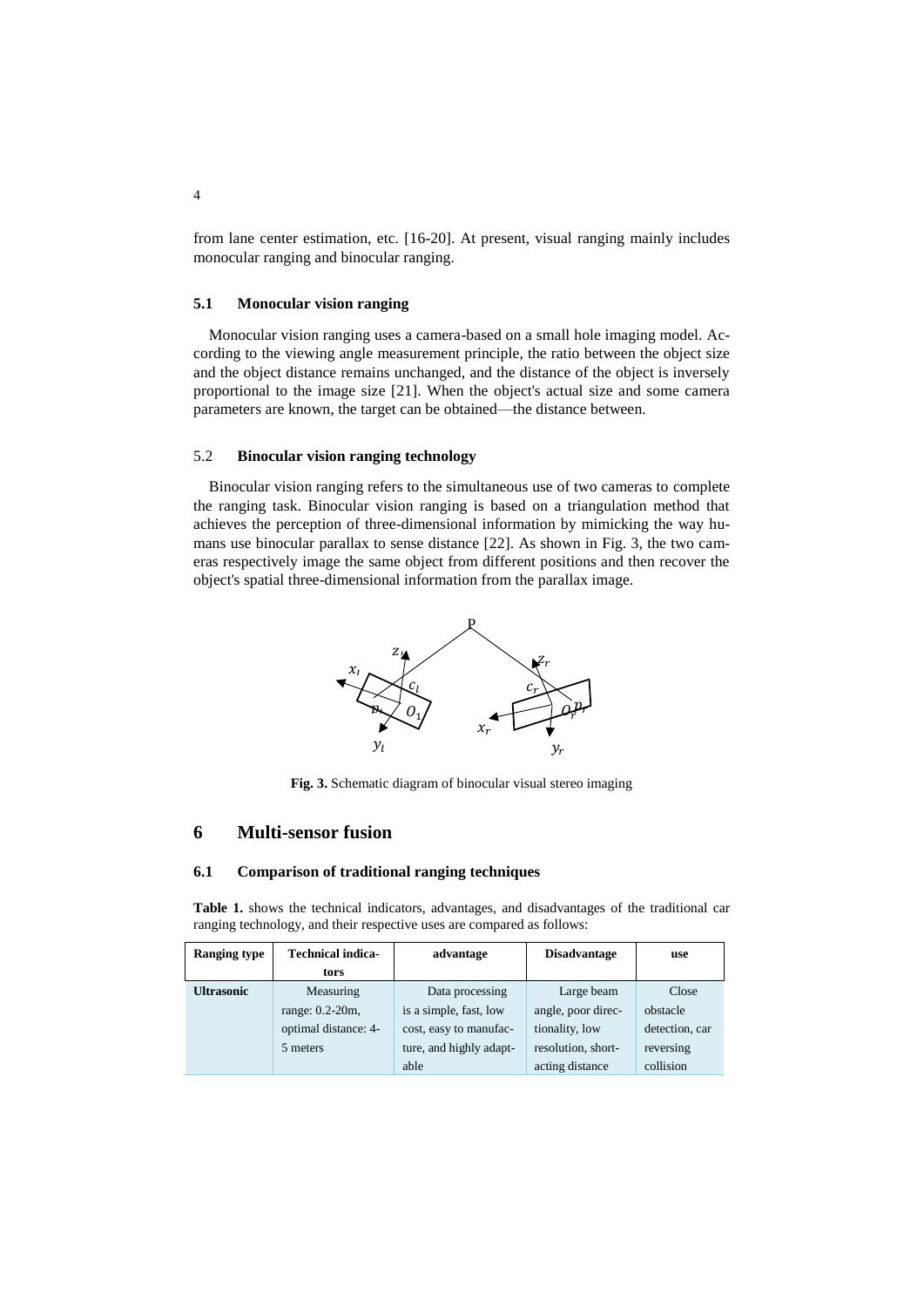from lane center estimation, etc. [16-20]. At present, visual ranging mainly includes monocular ranging and binocular ranging.

### 5.1 Monocular vision ranging

Monocular vision ranging uses a camera-based on a small hole imaging model. According to the viewing angle measurement principle, the ratio between the object size and the object distance remains unchanged, and the distance of the object is inversely proportional to the image size [21]. When the object's actual size and some camera parameters are known, the target can be obtained—the distance between.

### 5.2 Binocular vision ranging technology

Binocular vision ranging refers to the simultaneous use of two cameras to complete the ranging task. Binocular vision ranging is based on a triangulation method that achieves the perception of three-dimensional information by mimicking the way humans use binocular parallax to sense distance [22]. As shown in Fig. 3, the two cameras respectively image the same object from different positions and then recover the object's spatial three-dimensional information from the parallax image.

**Fig. 3.** Schematic diagram of binocular visual stereo imaging

## 6 Multi-sensor fusion

### 6.1 Comparison of traditional ranging techniques

**Table 1.** shows the technical indicators, advantages, and disadvantages of the traditional car ranging technology, and their respective uses are compared as follows:

| Ranging type | Technical indicators | advantage | Disadvantage | use |
|---|---|---|---|---|
| **Ultrasonic** | Measuring range: 0.2-20m, optimal distance: 4-5 meters | Data processing is a simple, fast, low cost, easy to manufacture, and highly adaptable | Large beam angle, poor directionality, low resolution, short-acting distance | Close obstacle detection, car reversing collision |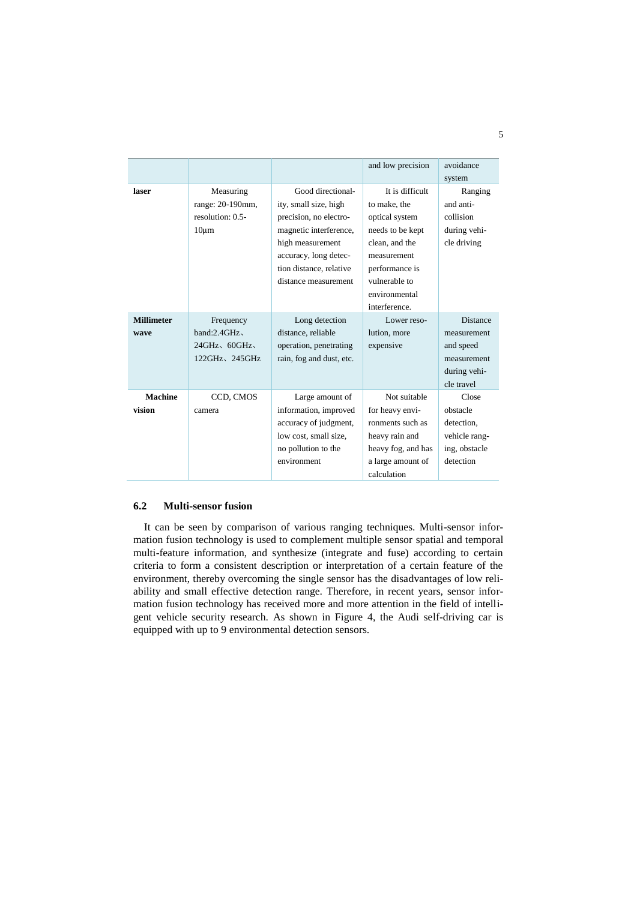|  |  |  | and low precision | avoidance system |
|---|---|---|---|---|
| **laser** | Measuring range: 20-190mm, resolution: 0.5-10μm | Good directionality, small size, high precision, no electromagnetic interference, high measurement accuracy, long detection distance, relative distance measurement | It is difficult to make, the optical system needs to be kept clean, and the measurement performance is vulnerable to environmental interference. | Ranging and anti-collision during vehicle driving |
| **Millimeter wave** | Frequency band:2.4GHz、24GHz、60GHz、122GHz、245GHz | Long detection distance, reliable operation, penetrating rain, fog and dust, etc. | Lower resolution, more expensive | Distance measurement and speed measurement during vehicle travel |
| **Machine vision** | CCD, CMOS camera | Large amount of information, improved accuracy of judgment, low cost, small size, no pollution to the environment | Not suitable for heavy environments such as heavy rain and heavy fog, and has a large amount of calculation | Close obstacle detection, vehicle ranging, obstacle detection |

### 6.2 Multi-sensor fusion

It can be seen by comparison of various ranging techniques. Multi-sensor information fusion technology is used to complement multiple sensor spatial and temporal multi-feature information, and synthesize (integrate and fuse) according to certain criteria to form a consistent description or interpretation of a certain feature of the environment, thereby overcoming the single sensor has the disadvantages of low reliability and small effective detection range. Therefore, in recent years, sensor information fusion technology has received more and more attention in the field of intelligent vehicle security research. As shown in Figure 4, the Audi self-driving car is equipped with up to 9 environmental detection sensors.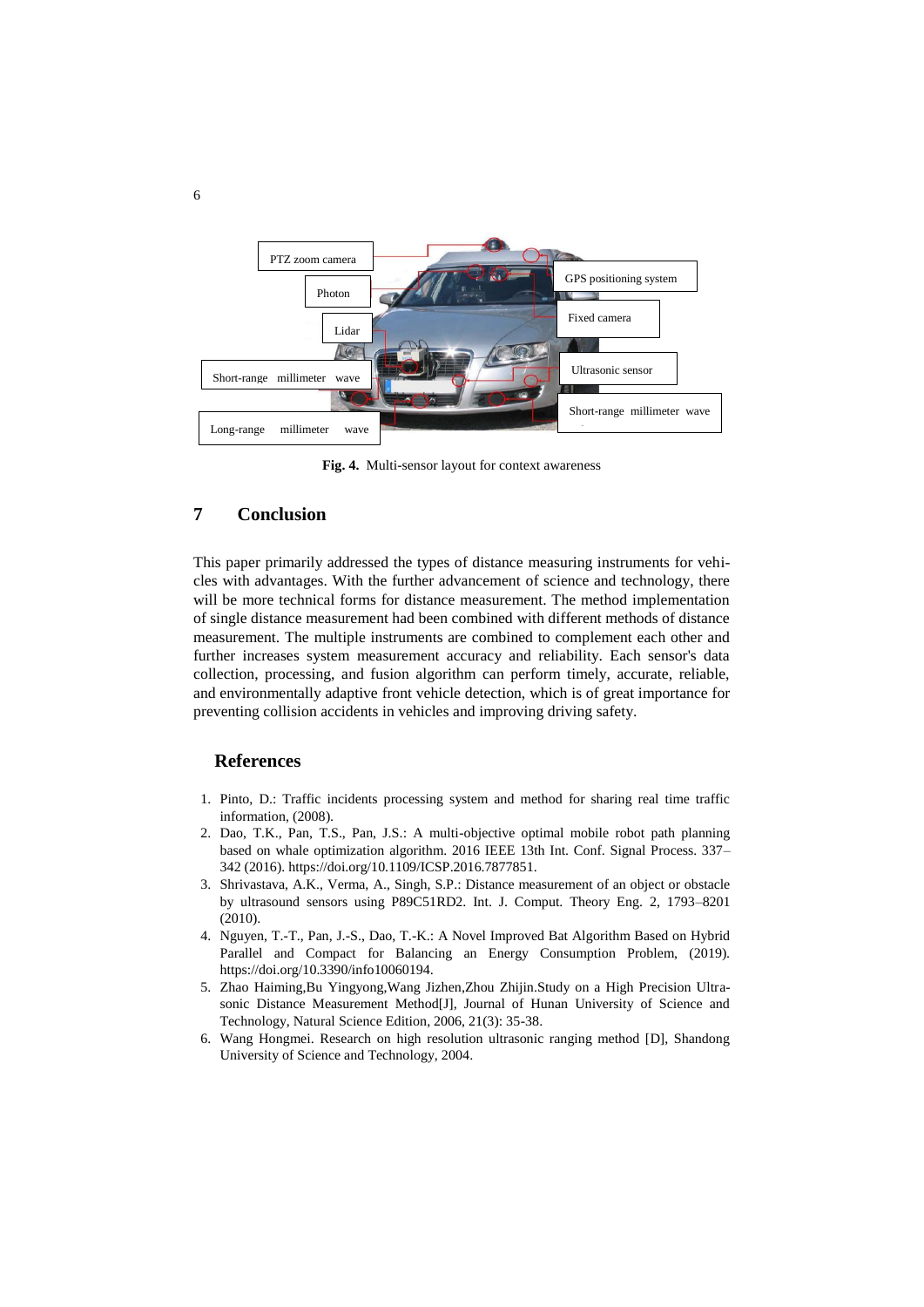Fig. 4. Multi-sensor layout for context awareness

## 7 Conclusion

This paper primarily addressed the types of distance measuring instruments for vehicles with advantages. With the further advancement of science and technology, there will be more technical forms for distance measurement. The method implementation of single distance measurement had been combined with different methods of distance measurement. The multiple instruments are combined to complement each other and further increases system measurement accuracy and reliability. Each sensor's data collection, processing, and fusion algorithm can perform timely, accurate, reliable, and environmentally adaptive front vehicle detection, which is of great importance for preventing collision accidents in vehicles and improving driving safety.

## References

1. Pinto, D.: Traffic incidents processing system and method for sharing real time traffic information, (2008).
2. Dao, T.K., Pan, T.S., Pan, J.S.: A multi-objective optimal mobile robot path planning based on whale optimization algorithm. 2016 IEEE 13th Int. Conf. Signal Process. 337–342 (2016). https://doi.org/10.1109/ICSP.2016.7877851.
3. Shrivastava, A.K., Verma, A., Singh, S.P.: Distance measurement of an object or obstacle by ultrasound sensors using P89C51RD2. Int. J. Comput. Theory Eng. 2, 1793–8201 (2010).
4. Nguyen, T.-T., Pan, J.-S., Dao, T.-K.: A Novel Improved Bat Algorithm Based on Hybrid Parallel and Compact for Balancing an Energy Consumption Problem, (2019). https://doi.org/10.3390/info10060194.
5. Zhao Haiming,Bu Yingyong,Wang Jizhen,Zhou Zhijin.Study on a High Precision Ultrasonic Distance Measurement Method[J], Journal of Hunan University of Science and Technology, Natural Science Edition, 2006, 21(3): 35-38.
6. Wang Hongmei. Research on high resolution ultrasonic ranging method [D], Shandong University of Science and Technology, 2004.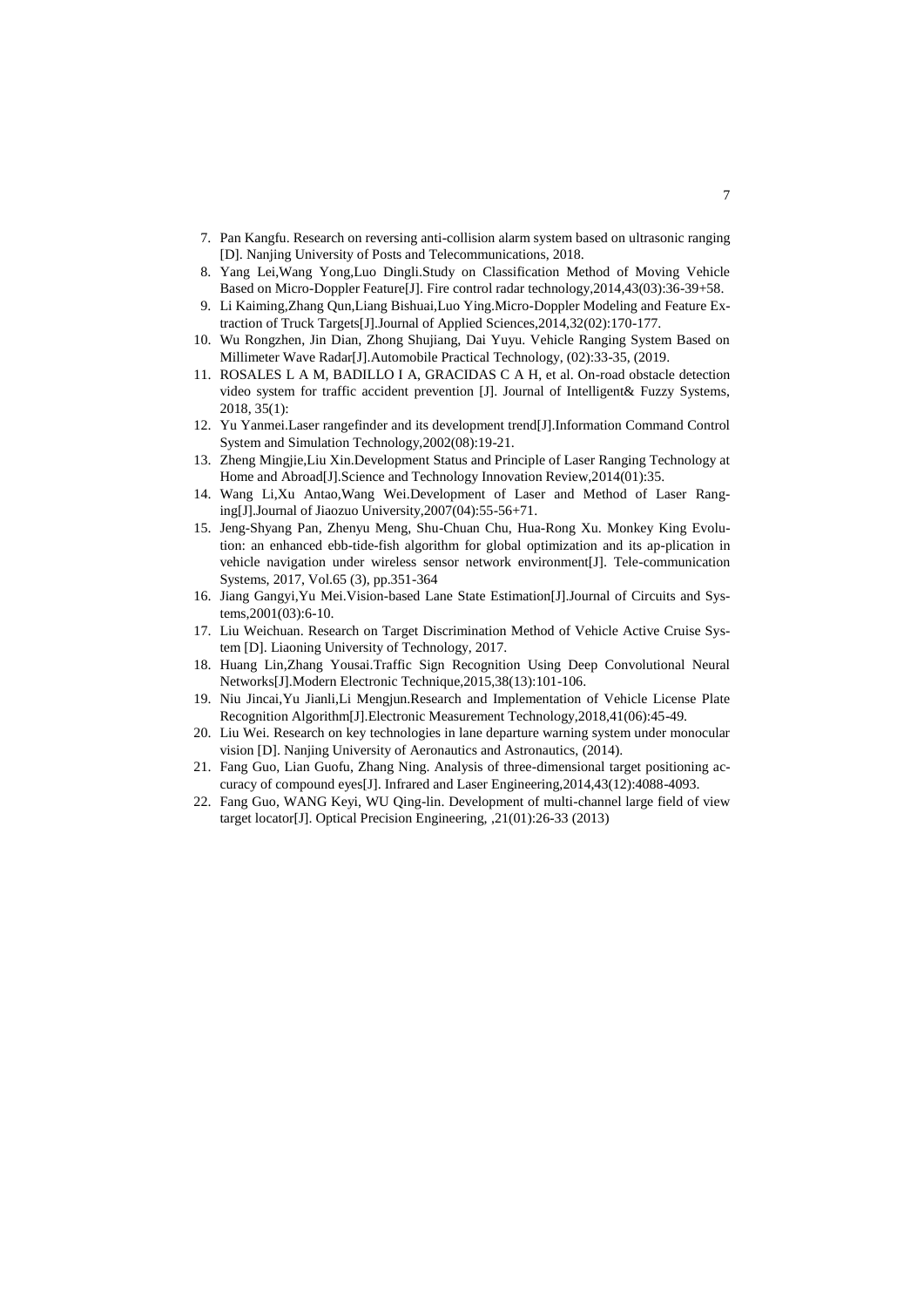7. Pan Kangfu. Research on reversing anti-collision alarm system based on ultrasonic ranging [D]. Nanjing University of Posts and Telecommunications, 2018.
8. Yang Lei,Wang Yong,Luo Dingli.Study on Classification Method of Moving Vehicle Based on Micro-Doppler Feature[J]. Fire control radar technology,2014,43(03):36-39+58.
9. Li Kaiming,Zhang Qun,Liang Bishuai,Luo Ying.Micro-Doppler Modeling and Feature Extraction of Truck Targets[J].Journal of Applied Sciences,2014,32(02):170-177.
10. Wu Rongzhen, Jin Dian, Zhong Shujiang, Dai Yuyu. Vehicle Ranging System Based on Millimeter Wave Radar[J].Automobile Practical Technology, (02):33-35, (2019.
11. ROSALES L A M, BADILLO I A, GRACIDAS C A H, et al. On-road obstacle detection video system for traffic accident prevention [J]. Journal of Intelligent& Fuzzy Systems, 2018, 35(1):
12. Yu Yanmei.Laser rangefinder and its development trend[J].Information Command Control System and Simulation Technology,2002(08):19-21.
13. Zheng Mingjie,Liu Xin.Development Status and Principle of Laser Ranging Technology at Home and Abroad[J].Science and Technology Innovation Review,2014(01):35.
14. Wang Li,Xu Antao,Wang Wei.Development of Laser and Method of Laser Ranging[J].Journal of Jiaozuo University,2007(04):55-56+71.
15. Jeng-Shyang Pan, Zhenyu Meng, Shu-Chuan Chu, Hua-Rong Xu. Monkey King Evolution: an enhanced ebb-tide-fish algorithm for global optimization and its ap-plication in vehicle navigation under wireless sensor network environment[J]. Tele-communication Systems, 2017, Vol.65 (3), pp.351-364
16. Jiang Gangyi,Yu Mei.Vision-based Lane State Estimation[J].Journal of Circuits and Systems,2001(03):6-10.
17. Liu Weichuan. Research on Target Discrimination Method of Vehicle Active Cruise System [D]. Liaoning University of Technology, 2017.
18. Huang Lin,Zhang Yousai.Traffic Sign Recognition Using Deep Convolutional Neural Networks[J].Modern Electronic Technique,2015,38(13):101-106.
19. Niu Jincai,Yu Jianli,Li Mengjun.Research and Implementation of Vehicle License Plate Recognition Algorithm[J].Electronic Measurement Technology,2018,41(06):45-49.
20. Liu Wei. Research on key technologies in lane departure warning system under monocular vision [D]. Nanjing University of Aeronautics and Astronautics, (2014).
21. Fang Guo, Lian Guofu, Zhang Ning. Analysis of three-dimensional target positioning accuracy of compound eyes[J]. Infrared and Laser Engineering,2014,43(12):4088-4093.
22. Fang Guo, WANG Keyi, WU Qing-lin. Development of multi-channel large field of view target locator[J]. Optical Precision Engineering, ,21(01):26-33 (2013)